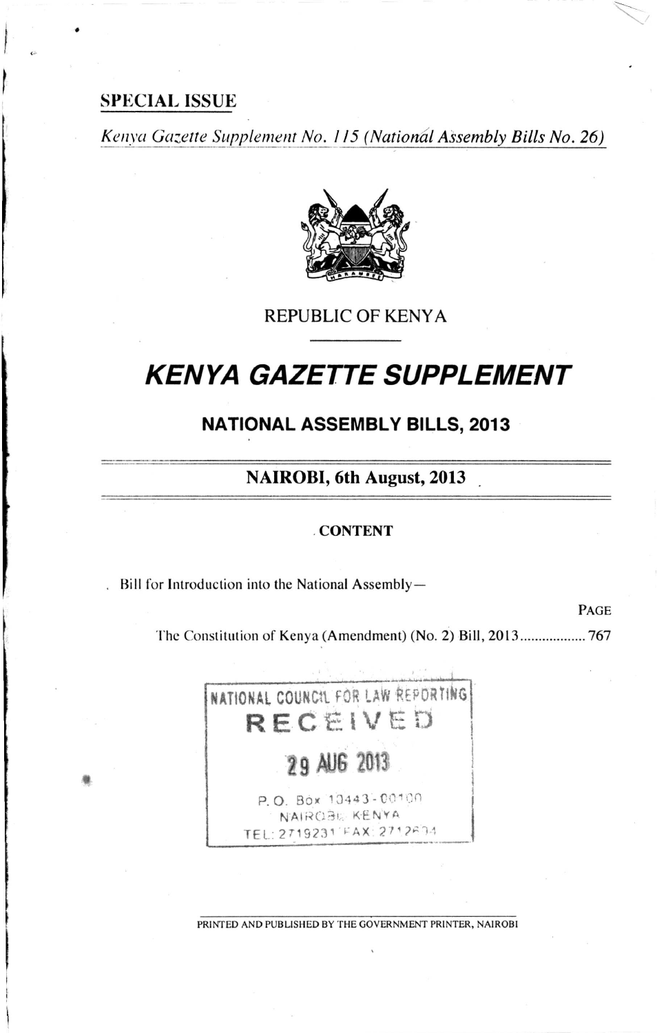SPECIAL ISSUE

*Kenya Gazette Supplement No. 115 (National Assembly Bills No. 26)*

REPUBLIC OF KENYA

# KENYA GAZETTE SUPPLEMENT

## NATIONAL ASSEMBLY BILLS, 2013

**NAIROBI, 6th August, 2013**

**CONTENT**

Bill for Introduction into the National Assembly—

| | PAGE |
|---|---|
| The Constitution of Kenya (Amendment) (No. 2) Bill, 2013 | 767 |

NATIONAL COUNCIL FOR LAW REPORTING
RECEIVED
29 AUG 2013
P. O. Box 10443 - 00100
NAIROBI, KENYA
TEL: 2719231 FAX: 2712694

PRINTED AND PUBLISHED BY THE GOVERNMENT PRINTER, NAIROBI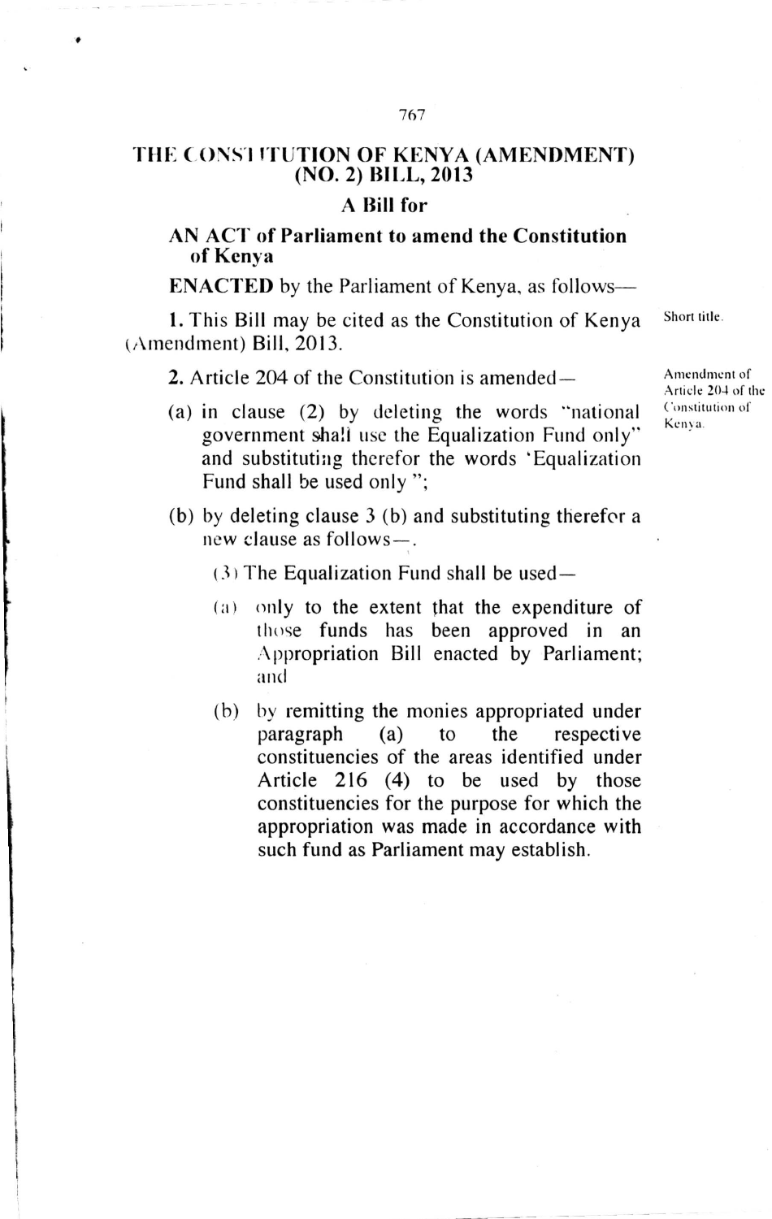# THE CONSTITUTION OF KENYA (AMENDMENT) (NO. 2) BILL, 2013

## A Bill for

**AN ACT of Parliament to amend the Constitution of Kenya**

**ENACTED** by the Parliament of Kenya, as follows—

Short title.

**1.** This Bill may be cited as the Constitution of Kenya (Amendment) Bill, 2013.

Amendment of Article 204 of the Constitution of Kenya.

**2.** Article 204 of the Constitution is amended—

(a) in clause (2) by deleting the words "national government shall use the Equalization Fund only" and substituting therefor the words 'Equalization Fund shall be used only ";

(b) by deleting clause 3 (b) and substituting therefor a new clause as follows—.

(3) The Equalization Fund shall be used—

(a) only to the extent that the expenditure of those funds has been approved in an Appropriation Bill enacted by Parliament; and

(b) by remitting the monies appropriated under paragraph (a) to the respective constituencies of the areas identified under Article 216 (4) to be used by those constituencies for the purpose for which the appropriation was made in accordance with such fund as Parliament may establish.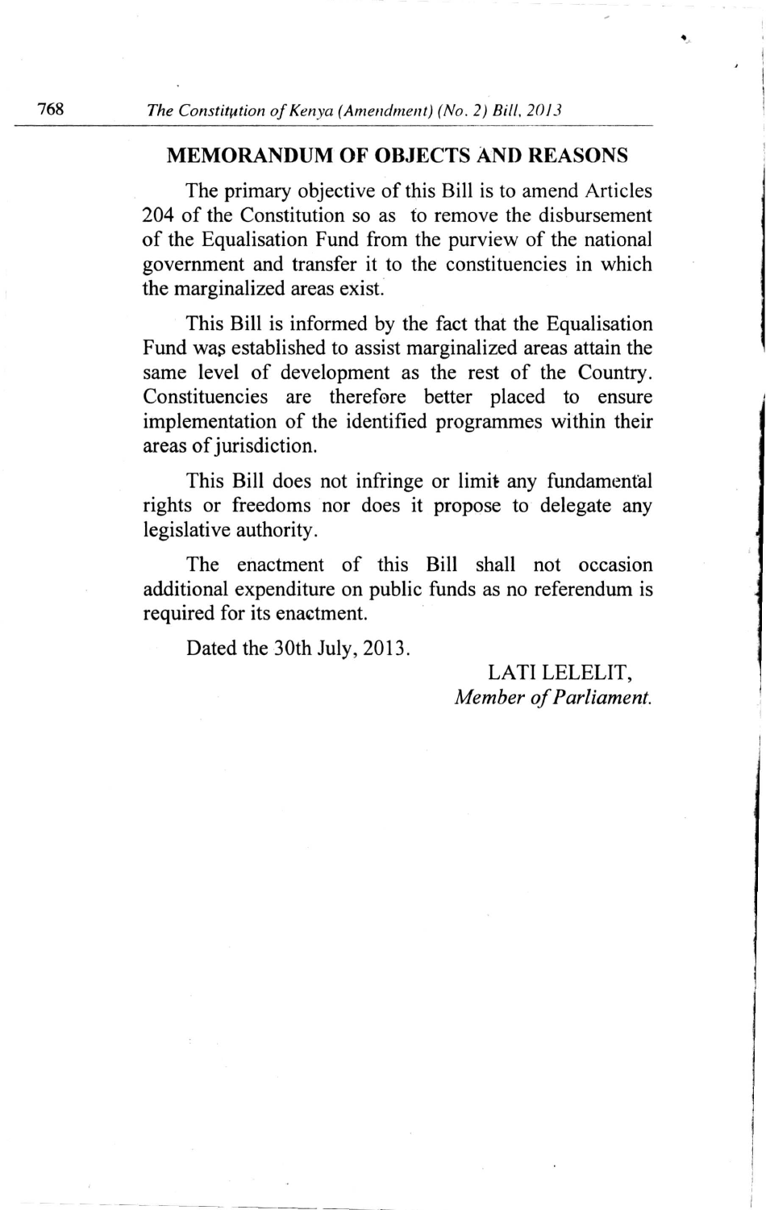## MEMORANDUM OF OBJECTS AND REASONS

The primary objective of this Bill is to amend Articles 204 of the Constitution so as to remove the disbursement of the Equalisation Fund from the purview of the national government and transfer it to the constituencies in which the marginalized areas exist.

This Bill is informed by the fact that the Equalisation Fund was established to assist marginalized areas attain the same level of development as the rest of the Country. Constituencies are therefore better placed to ensure implementation of the identified programmes within their areas of jurisdiction.

This Bill does not infringe or limit any fundamental rights or freedoms nor does it propose to delegate any legislative authority.

The enactment of this Bill shall not occasion additional expenditure on public funds as no referendum is required for its enactment.

Dated the 30th July, 2013.

LATI LELELIT,
*Member of Parliament.*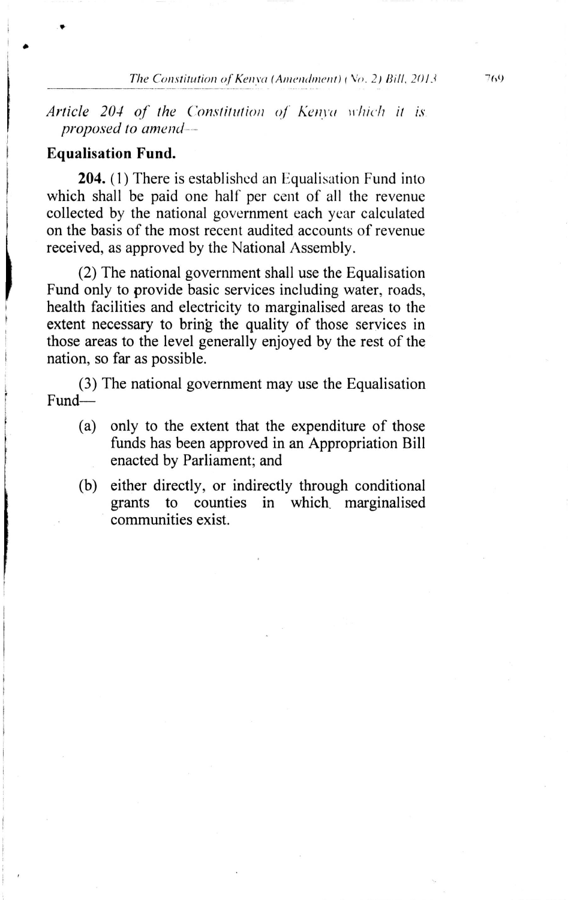*Article 204 of the Constitution of Kenya which it is proposed to amend—*

**Equalisation Fund.**

**204.** (1) There is established an Equalisation Fund into which shall be paid one half per cent of all the revenue collected by the national government each year calculated on the basis of the most recent audited accounts of revenue received, as approved by the National Assembly.

(2) The national government shall use the Equalisation Fund only to provide basic services including water, roads, health facilities and electricity to marginalised areas to the extent necessary to bring the quality of those services in those areas to the level generally enjoyed by the rest of the nation, so far as possible.

(3) The national government may use the Equalisation Fund—

(a) only to the extent that the expenditure of those funds has been approved in an Appropriation Bill enacted by Parliament; and

(b) either directly, or indirectly through conditional grants to counties in which marginalised communities exist.